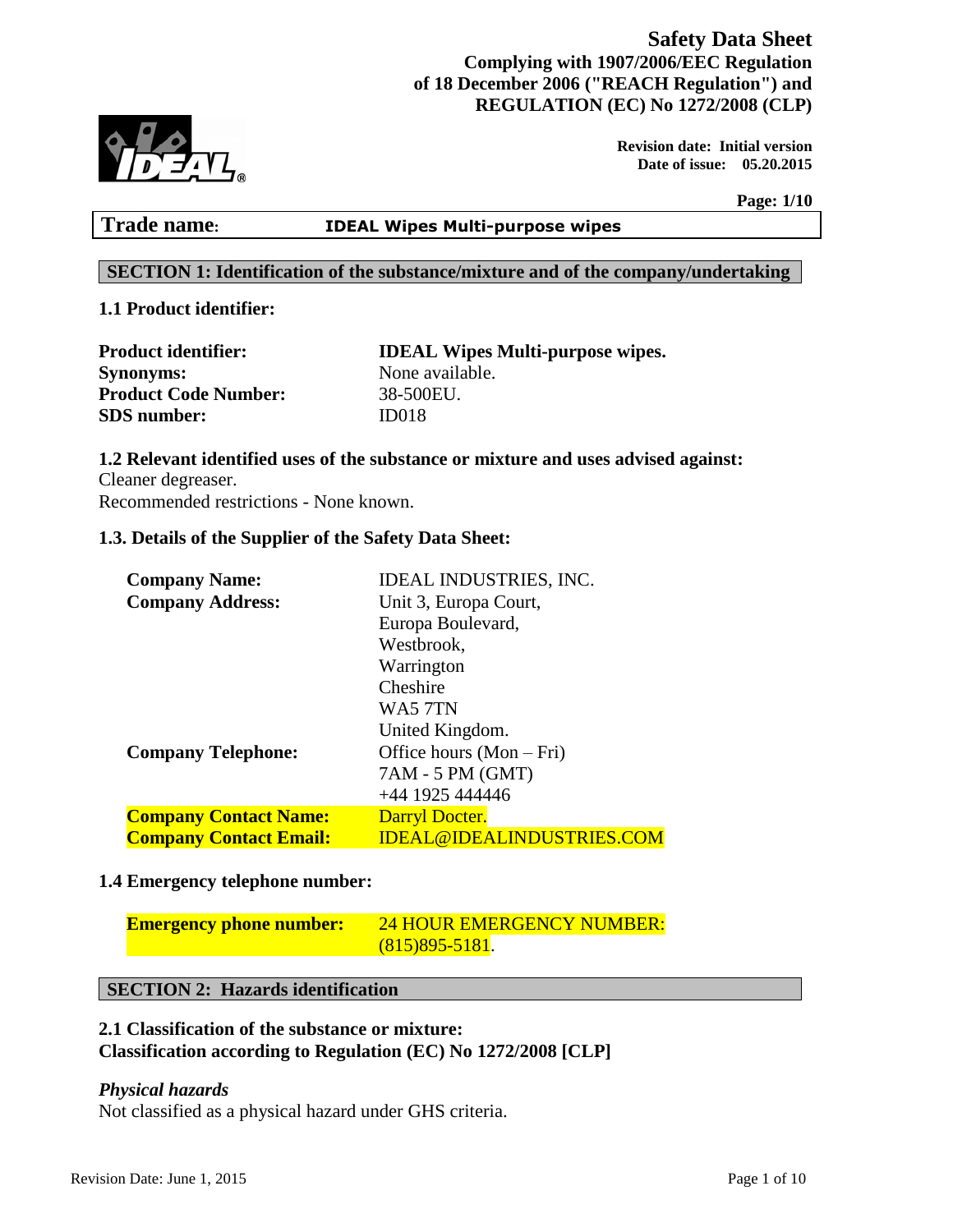# Safety Data Sheet

**Complying with 1907/2006/EEC Regulation of 18 December 2006 ("REACH Regulation") and REGULATION (EC) No 1272/2008 (CLP)**

**Revision date: Initial version**
**Date of issue: 05.20.2015**

**Trade name: IDEAL Wipes Multi-purpose wipes**

## SECTION 1: Identification of the substance/mixture and of the company/undertaking

### 1.1 Product identifier:

| | |
|---|---|
| **Product identifier:** | **IDEAL Wipes Multi-purpose wipes.** |
| **Synonyms:** | None available. |
| **Product Code Number:** | 38-500EU. |
| **SDS number:** | ID018 |

### 1.2 Relevant identified uses of the substance or mixture and uses advised against:

Cleaner degreaser.
Recommended restrictions - None known.

### 1.3. Details of the Supplier of the Safety Data Sheet:

| | |
|---|---|
| **Company Name:** | IDEAL INDUSTRIES, INC. |
| **Company Address:** | Unit 3, Europa Court, Europa Boulevard, Westbrook, Warrington Cheshire WA5 7TN United Kingdom. |
| **Company Telephone:** | Office hours (Mon – Fri) 7AM - 5 PM (GMT) +44 1925 444446 |
| **Company Contact Name:** | Darryl Docter. |
| **Company Contact Email:** | IDEAL@IDEALINDUSTRIES.COM |

### 1.4 Emergency telephone number:

| | |
|---|---|
| **Emergency phone number:** | 24 HOUR EMERGENCY NUMBER: (815)895-5181. |

## SECTION 2: Hazards identification

### 2.1 Classification of the substance or mixture:

**Classification according to Regulation (EC) No 1272/2008 [CLP]**

***Physical hazards***

Not classified as a physical hazard under GHS criteria.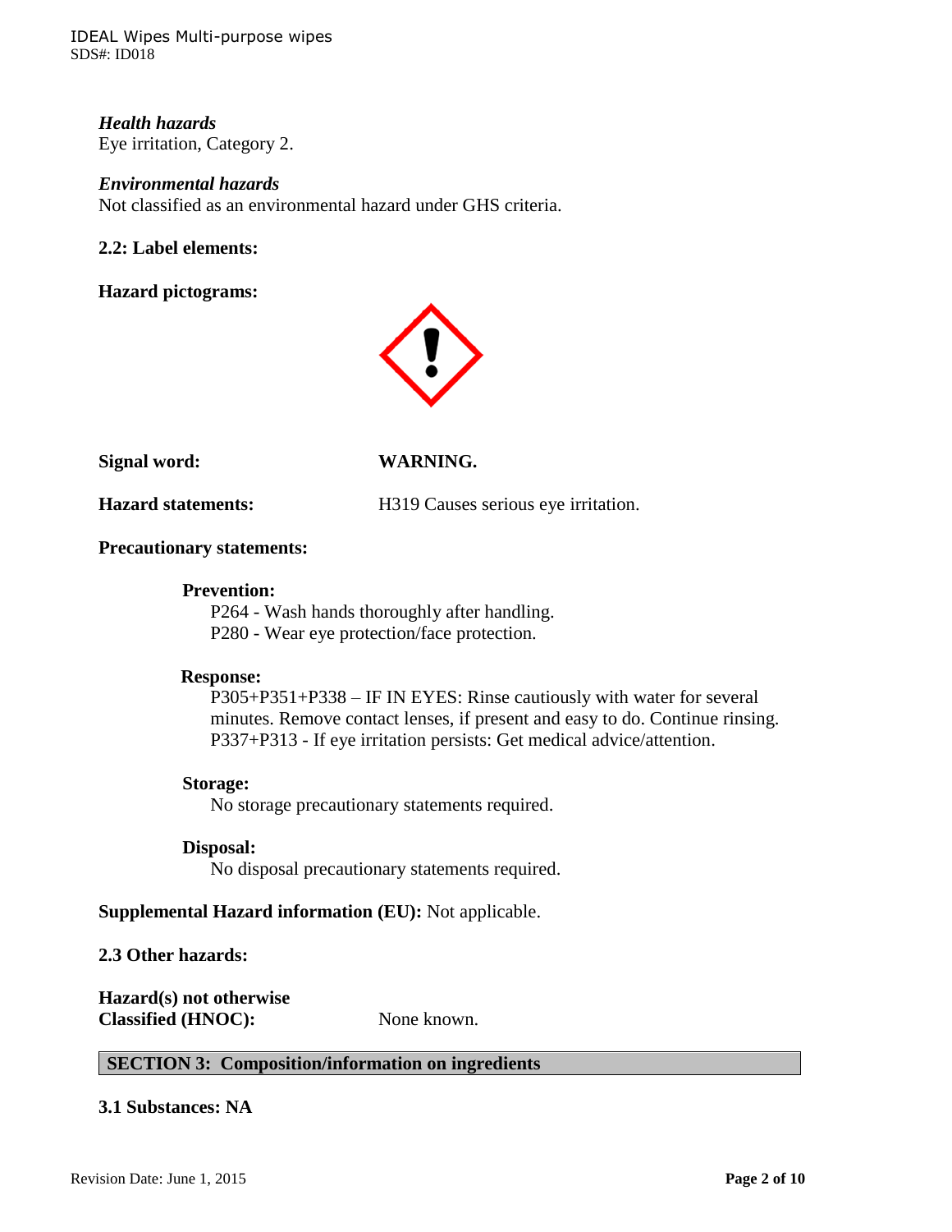*Health hazards*
Eye irritation, Category 2.

*Environmental hazards*
Not classified as an environmental hazard under GHS criteria.

**2.2: Label elements:**

**Hazard pictograms:**

**Signal word:** **WARNING.**

**Hazard statements:** H319 Causes serious eye irritation.

**Precautionary statements:**

**Prevention:**
P264 - Wash hands thoroughly after handling.
P280 - Wear eye protection/face protection.

**Response:**
P305+P351+P338 – IF IN EYES: Rinse cautiously with water for several minutes. Remove contact lenses, if present and easy to do. Continue rinsing.
P337+P313 - If eye irritation persists: Get medical advice/attention.

**Storage:**
No storage precautionary statements required.

**Disposal:**
No disposal precautionary statements required.

**Supplemental Hazard information (EU):** Not applicable.

**2.3 Other hazards:**

**Hazard(s) not otherwise Classified (HNOC):** None known.

## SECTION 3: Composition/information on ingredients

**3.1 Substances: NA**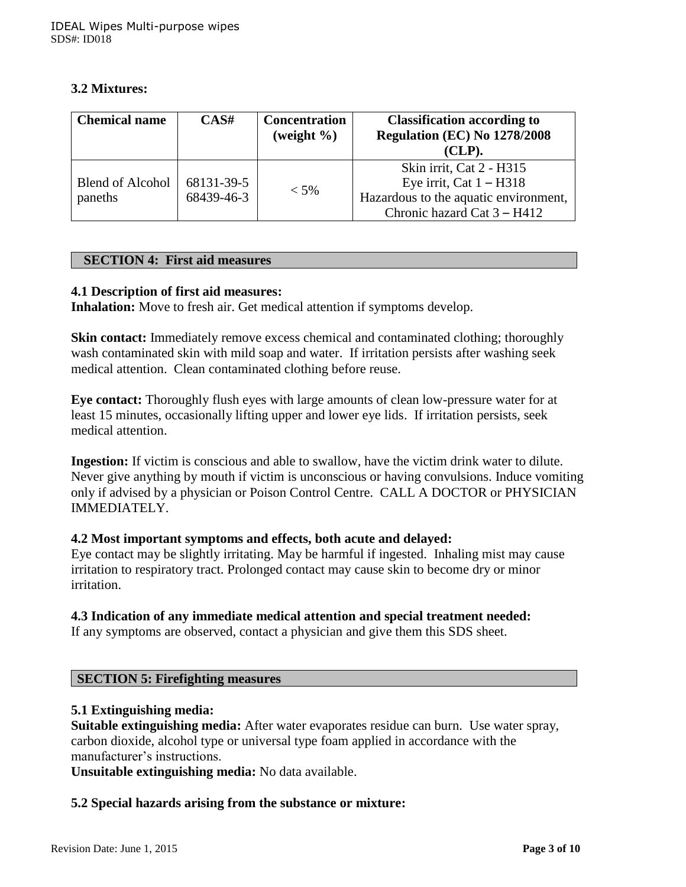### 3.2 Mixtures:

| Chemical name | CAS# | Concentration (weight %) | Classification according to Regulation (EC) No 1278/2008 (CLP). |
|---|---|---|---|
| Blend of Alcohol paneths | 68131-39-5<br>68439-46-3 | < 5% | Skin irrit, Cat 2 - H315<br>Eye irrit, Cat 1 – H318<br>Hazardous to the aquatic environment, Chronic hazard Cat 3 – H412 |

## SECTION 4: First aid measures

### 4.1 Description of first aid measures:

**Inhalation:** Move to fresh air. Get medical attention if symptoms develop.

**Skin contact:** Immediately remove excess chemical and contaminated clothing; thoroughly wash contaminated skin with mild soap and water. If irritation persists after washing seek medical attention. Clean contaminated clothing before reuse.

**Eye contact:** Thoroughly flush eyes with large amounts of clean low-pressure water for at least 15 minutes, occasionally lifting upper and lower eye lids. If irritation persists, seek medical attention.

**Ingestion:** If victim is conscious and able to swallow, have the victim drink water to dilute. Never give anything by mouth if victim is unconscious or having convulsions. Induce vomiting only if advised by a physician or Poison Control Centre. CALL A DOCTOR or PHYSICIAN IMMEDIATELY.

### 4.2 Most important symptoms and effects, both acute and delayed:

Eye contact may be slightly irritating. May be harmful if ingested. Inhaling mist may cause irritation to respiratory tract. Prolonged contact may cause skin to become dry or minor irritation.

### 4.3 Indication of any immediate medical attention and special treatment needed:

If any symptoms are observed, contact a physician and give them this SDS sheet.

## SECTION 5: Firefighting measures

### 5.1 Extinguishing media:

**Suitable extinguishing media:** After water evaporates residue can burn. Use water spray, carbon dioxide, alcohol type or universal type foam applied in accordance with the manufacturer's instructions.

**Unsuitable extinguishing media:** No data available.

### 5.2 Special hazards arising from the substance or mixture: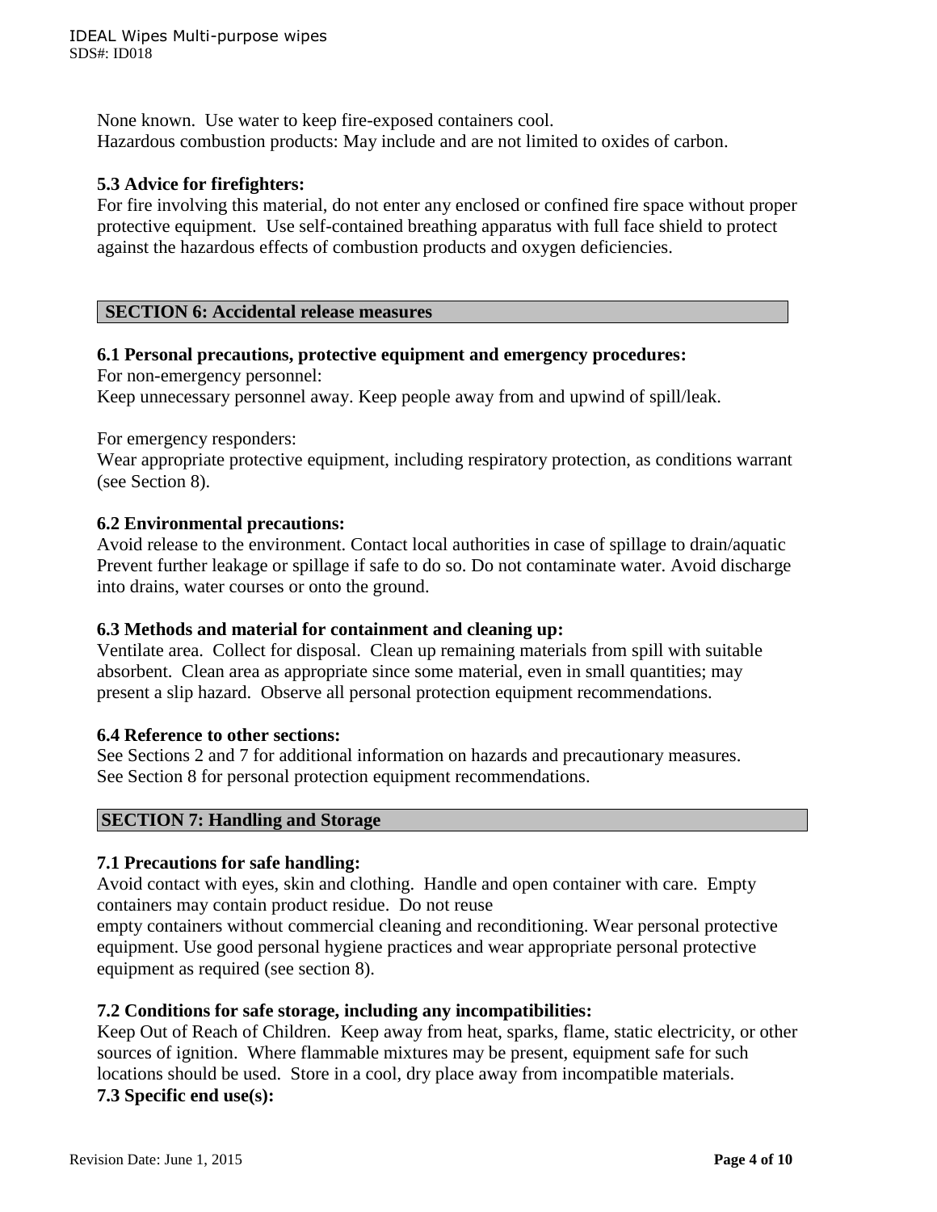None known. Use water to keep fire-exposed containers cool.
Hazardous combustion products: May include and are not limited to oxides of carbon.

**5.3 Advice for firefighters:**
For fire involving this material, do not enter any enclosed or confined fire space without proper protective equipment. Use self-contained breathing apparatus with full face shield to protect against the hazardous effects of combustion products and oxygen deficiencies.

## SECTION 6: Accidental release measures

**6.1 Personal precautions, protective equipment and emergency procedures:**
For non-emergency personnel:
Keep unnecessary personnel away. Keep people away from and upwind of spill/leak.

For emergency responders:
Wear appropriate protective equipment, including respiratory protection, as conditions warrant (see Section 8).

**6.2 Environmental precautions:**
Avoid release to the environment. Contact local authorities in case of spillage to drain/aquatic Prevent further leakage or spillage if safe to do so. Do not contaminate water. Avoid discharge into drains, water courses or onto the ground.

**6.3 Methods and material for containment and cleaning up:**
Ventilate area. Collect for disposal. Clean up remaining materials from spill with suitable absorbent. Clean area as appropriate since some material, even in small quantities; may present a slip hazard. Observe all personal protection equipment recommendations.

**6.4 Reference to other sections:**
See Sections 2 and 7 for additional information on hazards and precautionary measures.
See Section 8 for personal protection equipment recommendations.

## SECTION 7: Handling and Storage

**7.1 Precautions for safe handling:**
Avoid contact with eyes, skin and clothing. Handle and open container with care. Empty containers may contain product residue. Do not reuse
empty containers without commercial cleaning and reconditioning. Wear personal protective equipment. Use good personal hygiene practices and wear appropriate personal protective equipment as required (see section 8).

**7.2 Conditions for safe storage, including any incompatibilities:**
Keep Out of Reach of Children. Keep away from heat, sparks, flame, static electricity, or other sources of ignition. Where flammable mixtures may be present, equipment safe for such locations should be used. Store in a cool, dry place away from incompatible materials.

**7.3 Specific end use(s):**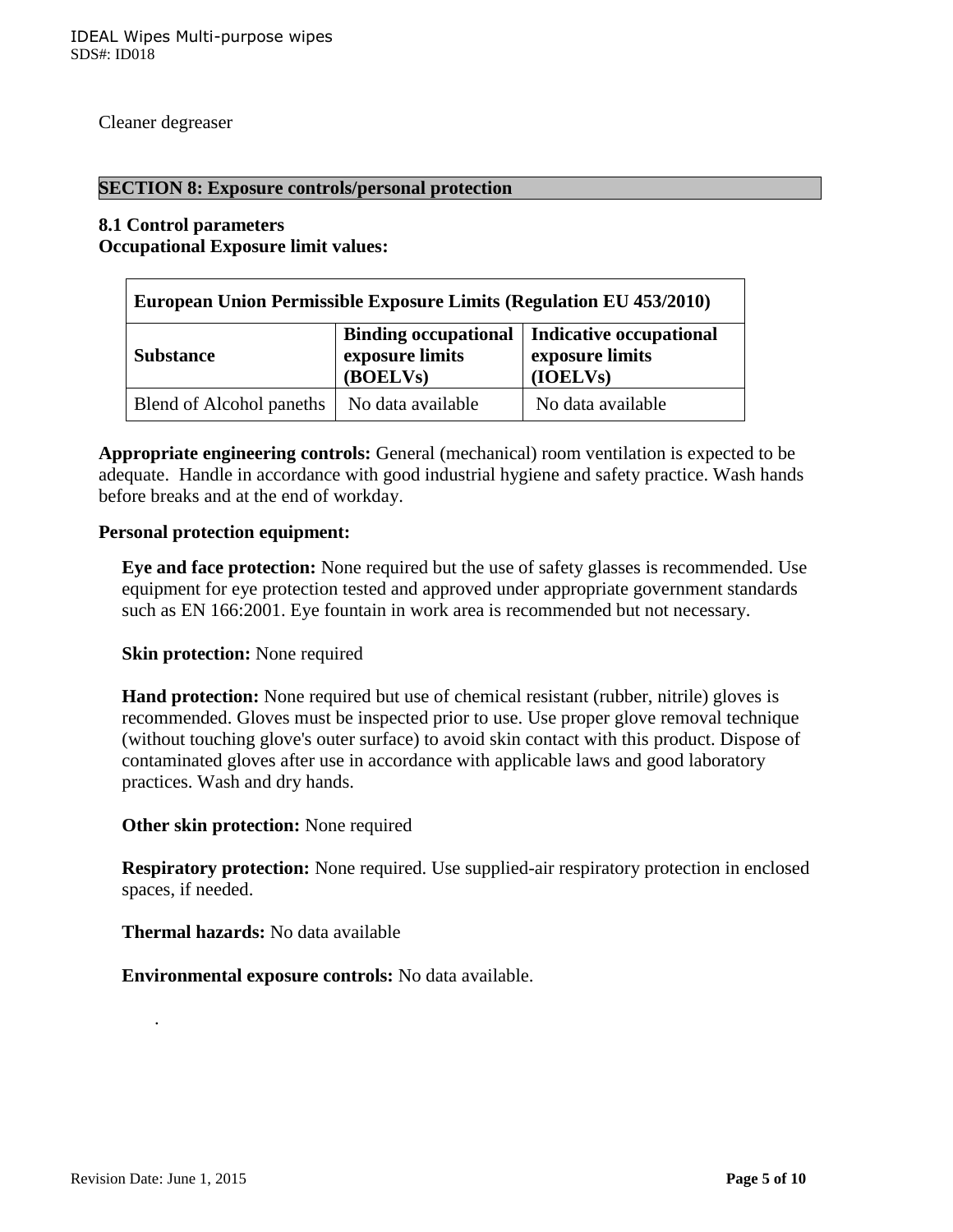Cleaner degreaser

## SECTION 8: Exposure controls/personal protection

**8.1 Control parameters**
**Occupational Exposure limit values:**

| European Union Permissible Exposure Limits (Regulation EU 453/2010) | | |
|---|---|---|
| **Substance** | **Binding occupational exposure limits (BOELVs)** | **Indicative occupational exposure limits (IOELVs)** |
| Blend of Alcohol paneths | No data available | No data available |

**Appropriate engineering controls:** General (mechanical) room ventilation is expected to be adequate. Handle in accordance with good industrial hygiene and safety practice. Wash hands before breaks and at the end of workday.

**Personal protection equipment:**

**Eye and face protection:** None required but the use of safety glasses is recommended. Use equipment for eye protection tested and approved under appropriate government standards such as EN 166:2001. Eye fountain in work area is recommended but not necessary.

**Skin protection:** None required

**Hand protection:** None required but use of chemical resistant (rubber, nitrile) gloves is recommended. Gloves must be inspected prior to use. Use proper glove removal technique (without touching glove's outer surface) to avoid skin contact with this product. Dispose of contaminated gloves after use in accordance with applicable laws and good laboratory practices. Wash and dry hands.

**Other skin protection:** None required

**Respiratory protection:** None required. Use supplied-air respiratory protection in enclosed spaces, if needed.

**Thermal hazards:** No data available

**Environmental exposure controls:** No data available.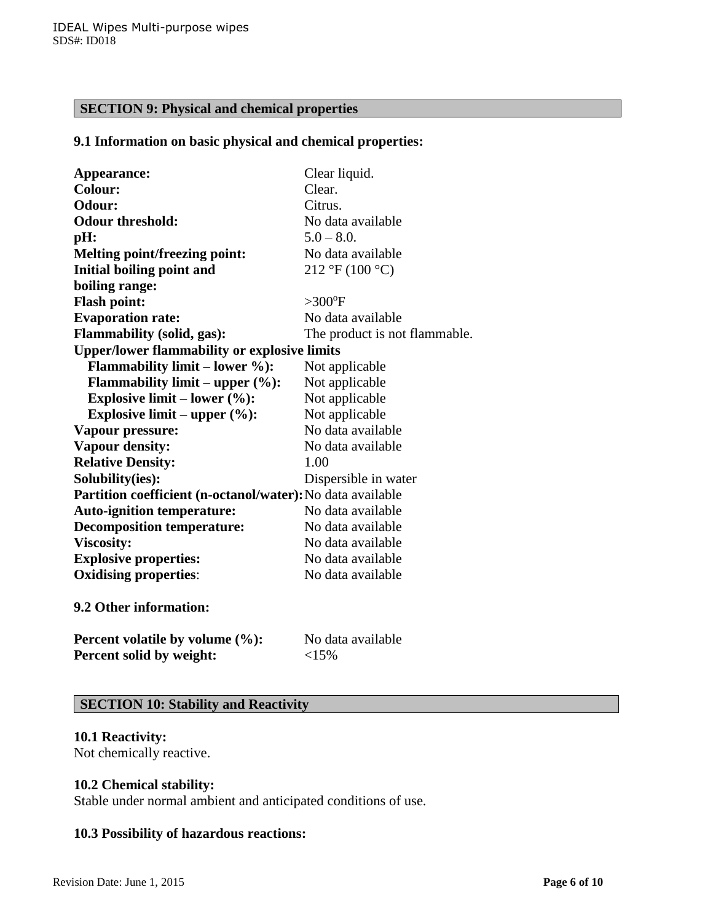## SECTION 9: Physical and chemical properties

### 9.1 Information on basic physical and chemical properties:

| | |
|---|---|
| **Appearance:** | Clear liquid. |
| **Colour:** | Clear. |
| **Odour:** | Citrus. |
| **Odour threshold:** | No data available |
| **pH:** | 5.0 – 8.0. |
| **Melting point/freezing point:** | No data available |
| **Initial boiling point and boiling range:** | 212 °F (100 °C) |
| **Flash point:** | >300°F |
| **Evaporation rate:** | No data available |
| **Flammability (solid, gas):** | The product is not flammable. |
| **Upper/lower flammability or explosive limits** | |
| **Flammability limit – lower %):** | Not applicable |
| **Flammability limit – upper (%):** | Not applicable |
| **Explosive limit – lower (%):** | Not applicable |
| **Explosive limit – upper (%):** | Not applicable |
| **Vapour pressure:** | No data available |
| **Vapour density:** | No data available |
| **Relative Density:** | 1.00 |
| **Solubility(ies):** | Dispersible in water |
| **Partition coefficient (n-octanol/water):** | No data available |
| **Auto-ignition temperature:** | No data available |
| **Decomposition temperature:** | No data available |
| **Viscosity:** | No data available |
| **Explosive properties:** | No data available |
| **Oxidising properties:** | No data available |

### 9.2 Other information:

| | |
|---|---|
| **Percent volatile by volume (%):** | No data available |
| **Percent solid by weight:** | <15% |

## SECTION 10: Stability and Reactivity

### 10.1 Reactivity:

Not chemically reactive.

### 10.2 Chemical stability:

Stable under normal ambient and anticipated conditions of use.

### 10.3 Possibility of hazardous reactions: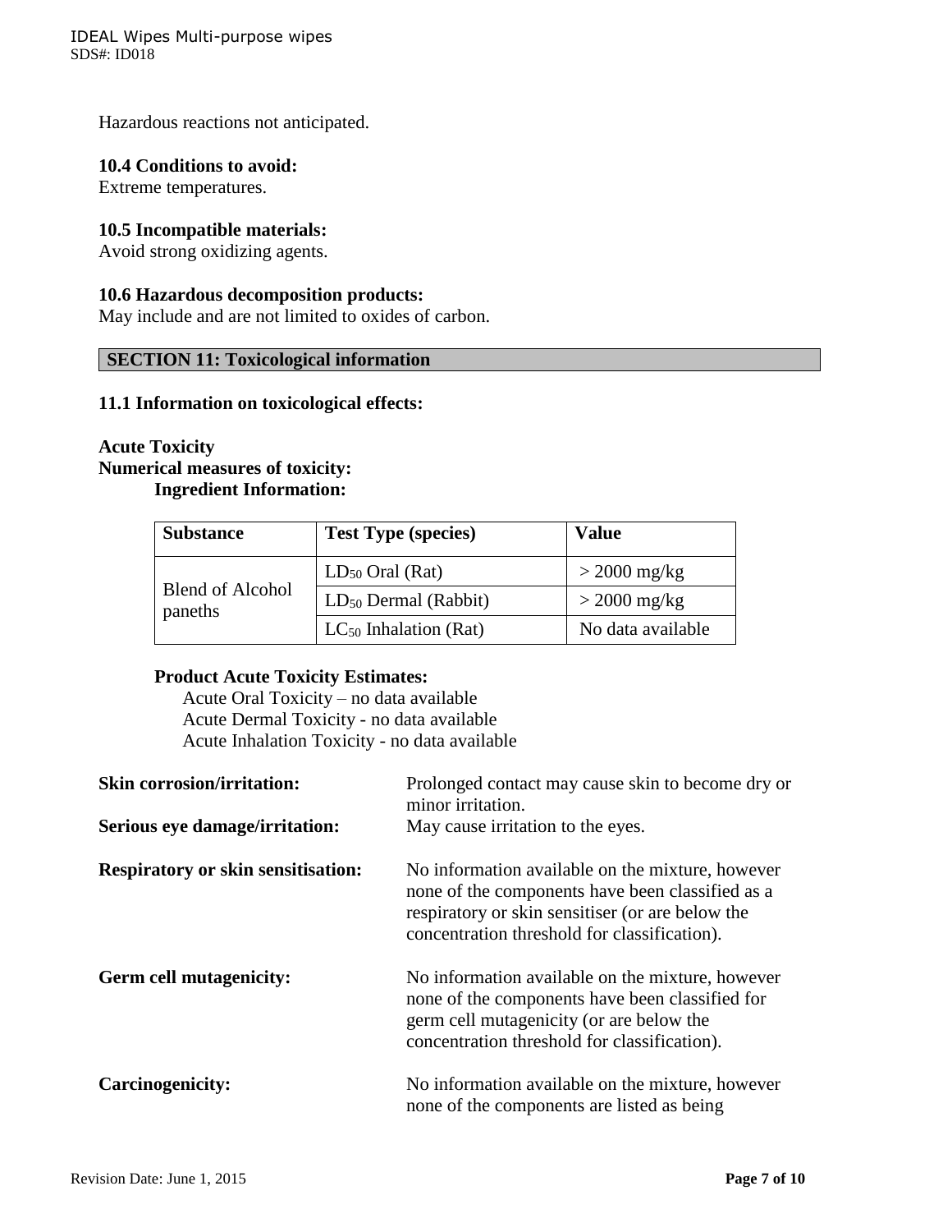Hazardous reactions not anticipated.

**10.4 Conditions to avoid:**
Extreme temperatures.

**10.5 Incompatible materials:**
Avoid strong oxidizing agents.

**10.6 Hazardous decomposition products:**
May include and are not limited to oxides of carbon.

## SECTION 11: Toxicological information

**11.1 Information on toxicological effects:**

**Acute Toxicity**
**Numerical measures of toxicity:**
**Ingredient Information:**

| Substance | Test Type (species) | Value |
|---|---|---|
| Blend of Alcohol paneths | $LD_{50}$ Oral (Rat) | > 2000 mg/kg |
| | $LD_{50}$ Dermal (Rabbit) | > 2000 mg/kg |
| | $LC_{50}$ Inhalation (Rat) | No data available |

**Product Acute Toxicity Estimates:**
Acute Oral Toxicity – no data available
Acute Dermal Toxicity - no data available
Acute Inhalation Toxicity - no data available

**Skin corrosion/irritation:** Prolonged contact may cause skin to become dry or minor irritation.

**Serious eye damage/irritation:** May cause irritation to the eyes.

**Respiratory or skin sensitisation:** No information available on the mixture, however none of the components have been classified as a respiratory or skin sensitiser (or are below the concentration threshold for classification).

**Germ cell mutagenicity:** No information available on the mixture, however none of the components have been classified for germ cell mutagenicity (or are below the concentration threshold for classification).

**Carcinogenicity:** No information available on the mixture, however none of the components are listed as being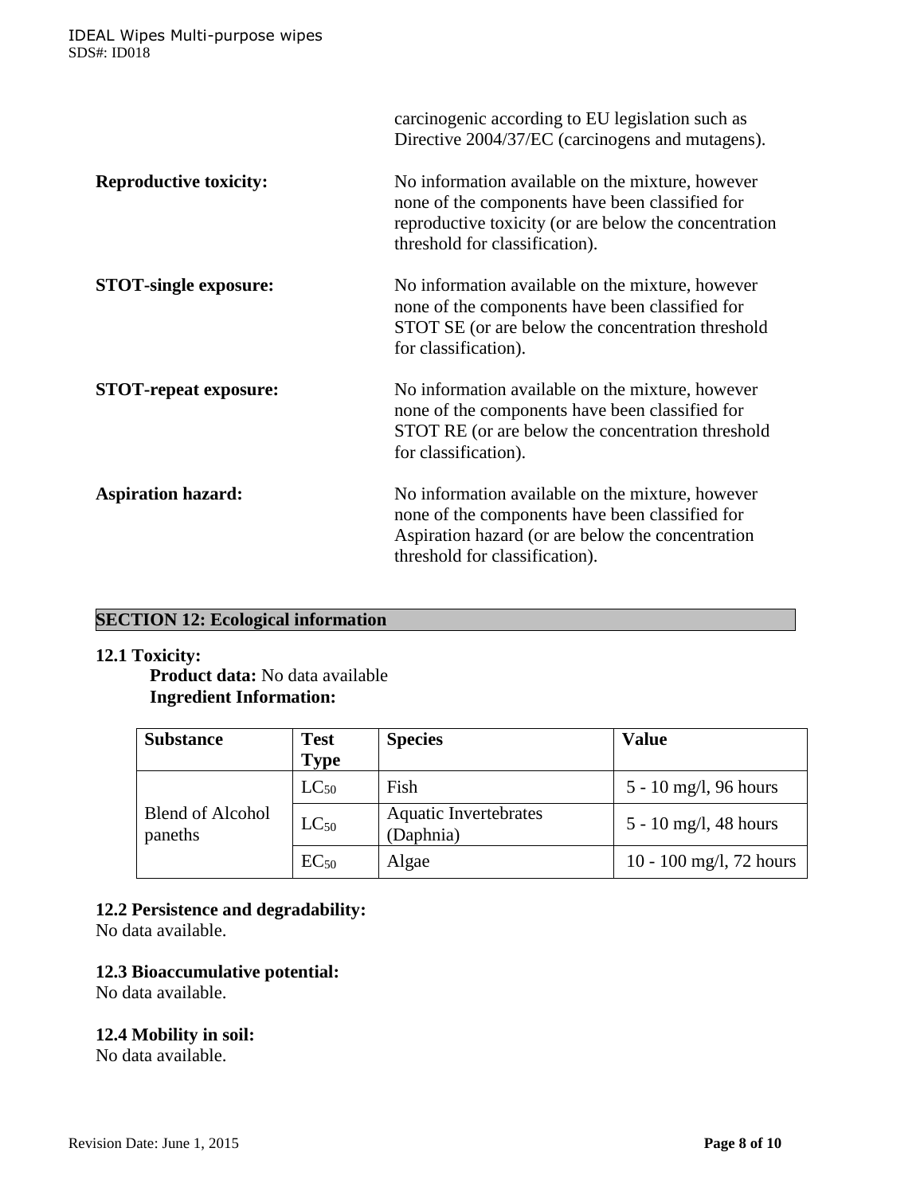carcinogenic according to EU legislation such as Directive 2004/37/EC (carcinogens and mutagens).

**Reproductive toxicity:** No information available on the mixture, however none of the components have been classified for reproductive toxicity (or are below the concentration threshold for classification).

**STOT-single exposure:** No information available on the mixture, however none of the components have been classified for STOT SE (or are below the concentration threshold for classification).

**STOT-repeat exposure:** No information available on the mixture, however none of the components have been classified for STOT RE (or are below the concentration threshold for classification).

**Aspiration hazard:** No information available on the mixture, however none of the components have been classified for Aspiration hazard (or are below the concentration threshold for classification).

## SECTION 12: Ecological information

**12.1 Toxicity:**

**Product data:** No data available

**Ingredient Information:**

| Substance | Test Type | Species | Value |
|---|---|---|---|
| Blend of Alcohol paneths | $LC_{50}$ | Fish | 5 - 10 mg/l, 96 hours |
| | $LC_{50}$ | Aquatic Invertebrates (Daphnia) | 5 - 10 mg/l, 48 hours |
| | $EC_{50}$ | Algae | 10 - 100 mg/l, 72 hours |

**12.2 Persistence and degradability:**
No data available.

**12.3 Bioaccumulative potential:**
No data available.

**12.4 Mobility in soil:**
No data available.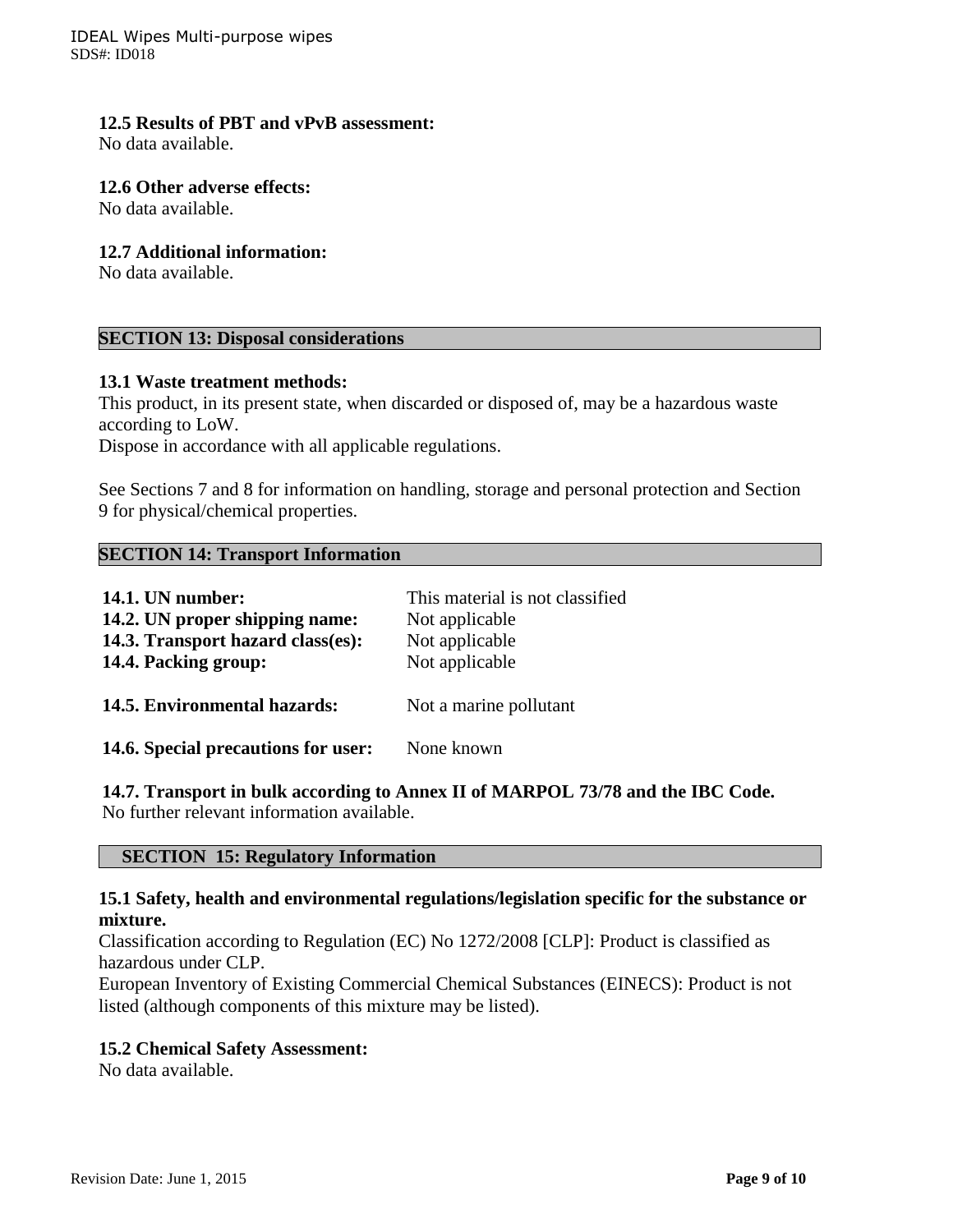**12.5 Results of PBT and vPvB assessment:**
No data available.

**12.6 Other adverse effects:**
No data available.

**12.7 Additional information:**
No data available.

## SECTION 13: Disposal considerations

**13.1 Waste treatment methods:**
This product, in its present state, when discarded or disposed of, may be a hazardous waste according to LoW.
Dispose in accordance with all applicable regulations.

See Sections 7 and 8 for information on handling, storage and personal protection and Section 9 for physical/chemical properties.

## SECTION 14: Transport Information

| | |
|---|---|
| **14.1. UN number:** | This material is not classified |
| **14.2. UN proper shipping name:** | Not applicable |
| **14.3. Transport hazard class(es):** | Not applicable |
| **14.4. Packing group:** | Not applicable |
| **14.5. Environmental hazards:** | Not a marine pollutant |
| **14.6. Special precautions for user:** | None known |

**14.7. Transport in bulk according to Annex II of MARPOL 73/78 and the IBC Code.**
No further relevant information available.

## SECTION 15: Regulatory Information

**15.1 Safety, health and environmental regulations/legislation specific for the substance or mixture.**
Classification according to Regulation (EC) No 1272/2008 [CLP]: Product is classified as hazardous under CLP.
European Inventory of Existing Commercial Chemical Substances (EINECS): Product is not listed (although components of this mixture may be listed).

**15.2 Chemical Safety Assessment:**
No data available.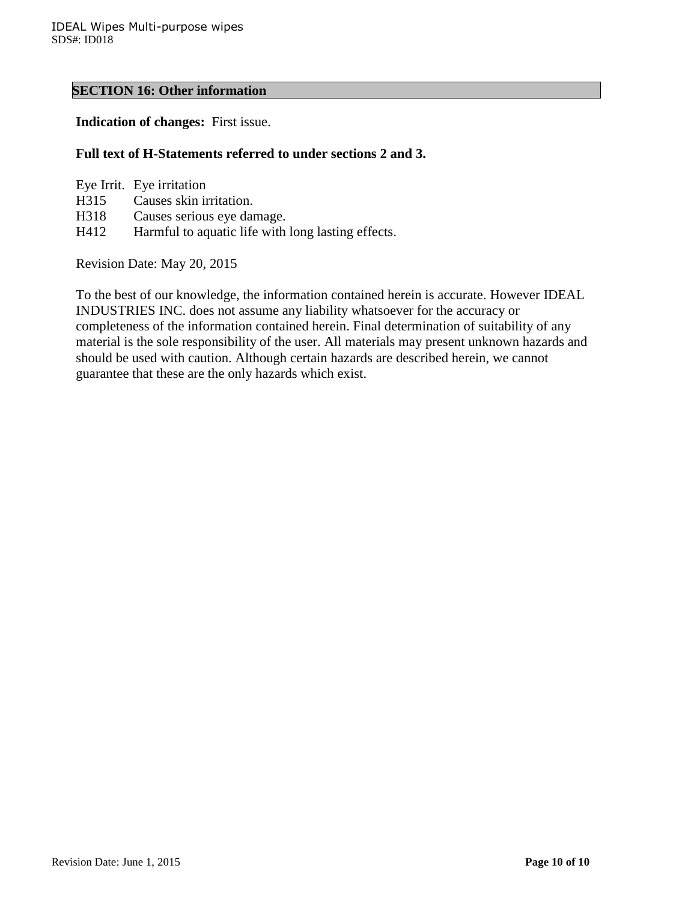## SECTION 16: Other information

**Indication of changes:** First issue.

**Full text of H-Statements referred to under sections 2 and 3.**

Eye Irrit. Eye irritation
H315 Causes skin irritation.
H318 Causes serious eye damage.
H412 Harmful to aquatic life with long lasting effects.

Revision Date: May 20, 2015

To the best of our knowledge, the information contained herein is accurate. However IDEAL INDUSTRIES INC. does not assume any liability whatsoever for the accuracy or completeness of the information contained herein. Final determination of suitability of any material is the sole responsibility of the user. All materials may present unknown hazards and should be used with caution. Although certain hazards are described herein, we cannot guarantee that these are the only hazards which exist.